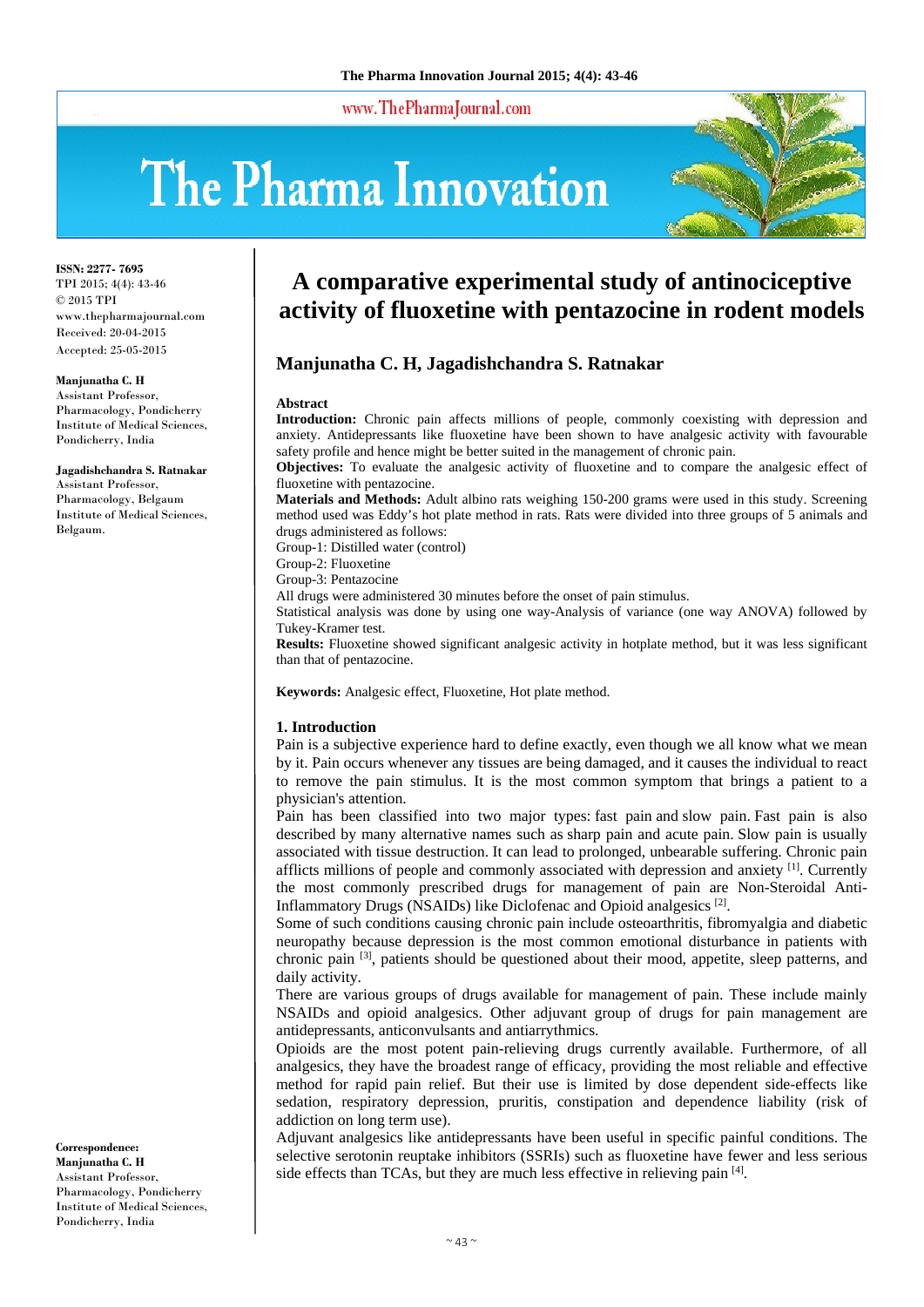# A comparative experimental study of antinociceptive activity of fluoxetine with pentazocine in rodent models

**Manjunatha C. H, Jagadishchandra S. Ratnakar**

ISSN: 2277- 7695
TPI 2015; 4(4): 43-46
© 2015 TPI
www.thepharmajournal.com
Received: 20-04-2015
Accepted: 25-05-2015

**Manjunatha C. H**
Assistant Professor, Pharmacology, Pondicherry Institute of Medical Sciences, Pondicherry, India

**Jagadishchandra S. Ratnakar**
Assistant Professor, Pharmacology, Belgaum Institute of Medical Sciences, Belgaum.

**Correspondence:**
**Manjunatha C. H**
Assistant Professor, Pharmacology, Pondicherry Institute of Medical Sciences, Pondicherry, India

## Abstract

**Introduction:** Chronic pain affects millions of people, commonly coexisting with depression and anxiety. Antidepressants like fluoxetine have been shown to have analgesic activity with favourable safety profile and hence might be better suited in the management of chronic pain.

**Objectives:** To evaluate the analgesic activity of fluoxetine and to compare the analgesic effect of fluoxetine with pentazocine.

**Materials and Methods:** Adult albino rats weighing 150-200 grams were used in this study. Screening method used was Eddy's hot plate method in rats. Rats were divided into three groups of 5 animals and drugs administered as follows:

Group-1: Distilled water (control)
Group-2: Fluoxetine
Group-3: Pentazocine

All drugs were administered 30 minutes before the onset of pain stimulus.

Statistical analysis was done by using one way-Analysis of variance (one way ANOVA) followed by Tukey-Kramer test.

**Results:** Fluoxetine showed significant analgesic activity in hotplate method, but it was less significant than that of pentazocine.

**Keywords:** Analgesic effect, Fluoxetine, Hot plate method.

## 1. Introduction

Pain is a subjective experience hard to define exactly, even though we all know what we mean by it. Pain occurs whenever any tissues are being damaged, and it causes the individual to react to remove the pain stimulus. It is the most common symptom that brings a patient to a physician's attention.

Pain has been classified into two major types: fast pain and slow pain. Fast pain is also described by many alternative names such as sharp pain and acute pain. Slow pain is usually associated with tissue destruction. It can lead to prolonged, unbearable suffering. Chronic pain afflicts millions of people and commonly associated with depression and anxiety [1]. Currently the most commonly prescribed drugs for management of pain are Non-Steroidal Anti-Inflammatory Drugs (NSAIDs) like Diclofenac and Opioid analgesics [2].

Some of such conditions causing chronic pain include osteoarthritis, fibromyalgia and diabetic neuropathy because depression is the most common emotional disturbance in patients with chronic pain [3], patients should be questioned about their mood, appetite, sleep patterns, and daily activity.

There are various groups of drugs available for management of pain. These include mainly NSAIDs and opioid analgesics. Other adjuvant group of drugs for pain management are antidepressants, anticonvulsants and antiarrythmics.

Opioids are the most potent pain-relieving drugs currently available. Furthermore, of all analgesics, they have the broadest range of efficacy, providing the most reliable and effective method for rapid pain relief. But their use is limited by dose dependent side-effects like sedation, respiratory depression, pruritis, constipation and dependence liability (risk of addiction on long term use).

Adjuvant analgesics like antidepressants have been useful in specific painful conditions. The selective serotonin reuptake inhibitors (SSRIs) such as fluoxetine have fewer and less serious side effects than TCAs, but they are much less effective in relieving pain [4].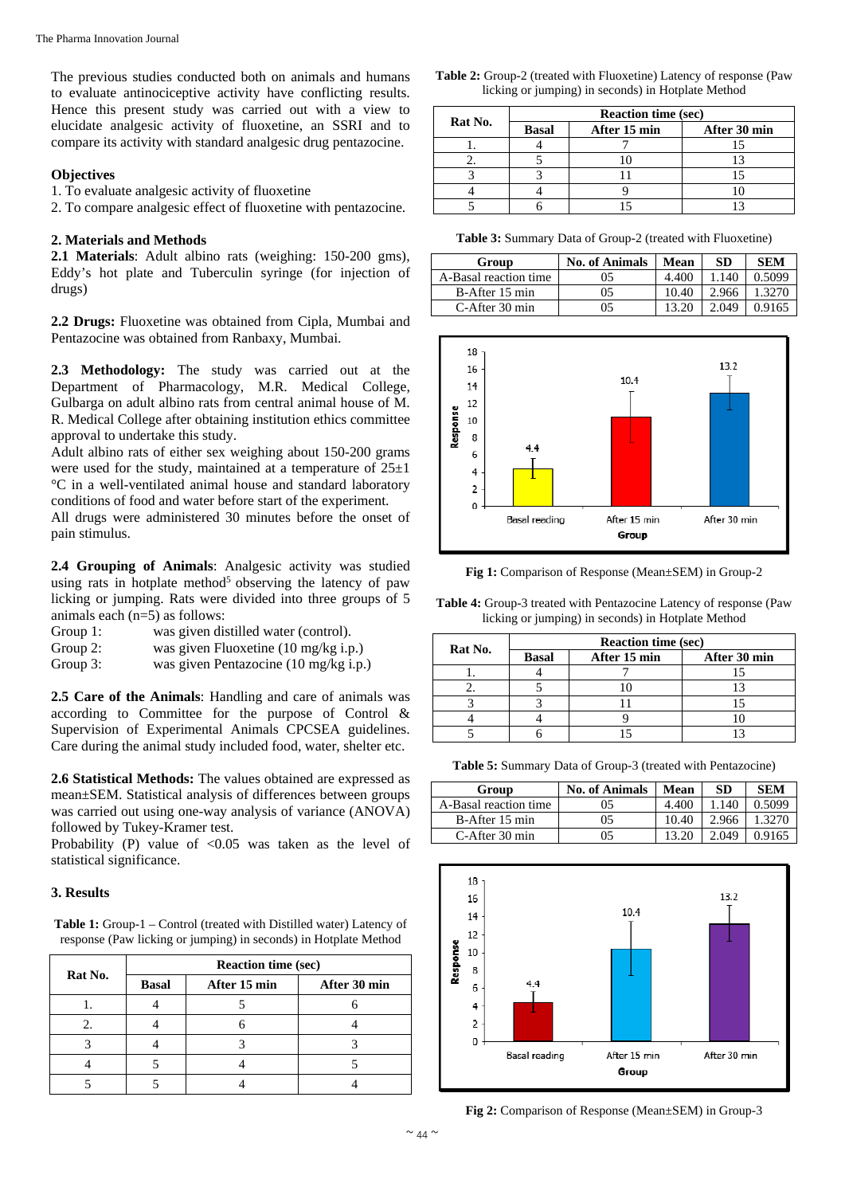The previous studies conducted both on animals and humans to evaluate antinociceptive activity have conflicting results. Hence this present study was carried out with a view to elucidate analgesic activity of fluoxetine, an SSRI and to compare its activity with standard analgesic drug pentazocine.

### Objectives

1. To evaluate analgesic activity of fluoxetine
2. To compare analgesic effect of fluoxetine with pentazocine.

## 2. Materials and Methods

**2.1 Materials**: Adult albino rats (weighing: 150-200 gms), Eddy's hot plate and Tuberculin syringe (for injection of drugs)

**2.2 Drugs:** Fluoxetine was obtained from Cipla, Mumbai and Pentazocine was obtained from Ranbaxy, Mumbai.

**2.3 Methodology:** The study was carried out at the Department of Pharmacology, M.R. Medical College, Gulbarga on adult albino rats from central animal house of M. R. Medical College after obtaining institution ethics committee approval to undertake this study.

Adult albino rats of either sex weighing about 150-200 grams were used for the study, maintained at a temperature of 25±1 °C in a well-ventilated animal house and standard laboratory conditions of food and water before start of the experiment.

All drugs were administered 30 minutes before the onset of pain stimulus.

**2.4 Grouping of Animals**: Analgesic activity was studied using rats in hotplate method[5] observing the latency of paw licking or jumping. Rats were divided into three groups of 5 animals each (n=5) as follows:

Group 1: was given distilled water (control).
Group 2: was given Fluoxetine (10 mg/kg i.p.)
Group 3: was given Pentazocine (10 mg/kg i.p.)

**2.5 Care of the Animals**: Handling and care of animals was according to Committee for the purpose of Control & Supervision of Experimental Animals CPCSEA guidelines. Care during the animal study included food, water, shelter etc.

**2.6 Statistical Methods:** The values obtained are expressed as mean±SEM. Statistical analysis of differences between groups was carried out using one-way analysis of variance (ANOVA) followed by Tukey-Kramer test.

Probability (P) value of <0.05 was taken as the level of statistical significance.

## 3. Results

**Table 1:** Group-1 – Control (treated with Distilled water) Latency of response (Paw licking or jumping) in seconds) in Hotplate Method

| Rat No. | Reaction time (sec) | | |
|---|---|---|---|
| | Basal | After 15 min | After 30 min |
| 1. | 4 | 5 | 6 |
| 2. | 4 | 6 | 4 |
| 3 | 4 | 3 | 3 |
| 4 | 5 | 4 | 5 |
| 5 | 5 | 4 | 4 |

**Table 2:** Group-2 (treated with Fluoxetine) Latency of response (Paw licking or jumping) in seconds) in Hotplate Method

| Rat No. | Reaction time (sec) | | |
|---|---|---|---|
| | Basal | After 15 min | After 30 min |
| 1. | 4 | 7 | 15 |
| 2. | 5 | 10 | 13 |
| 3 | 3 | 11 | 15 |
| 4 | 4 | 9 | 10 |
| 5 | 6 | 15 | 13 |

**Table 3:** Summary Data of Group-2 (treated with Fluoxetine)

| Group | No. of Animals | Mean | SD | SEM |
|---|---|---|---|---|
| A-Basal reaction time | 05 | 4.400 | 1.140 | 0.5099 |
| B-After 15 min | 05 | 10.40 | 2.966 | 1.3270 |
| C-After 30 min | 05 | 13.20 | 2.049 | 0.9165 |

**Fig 1:** Comparison of Response (Mean±SEM) in Group-2

**Table 4:** Group-3 treated with Pentazocine Latency of response (Paw licking or jumping) in seconds) in Hotplate Method

| Rat No. | Reaction time (sec) | | |
|---|---|---|---|
| | Basal | After 15 min | After 30 min |
| 1. | 4 | 7 | 15 |
| 2. | 5 | 10 | 13 |
| 3 | 3 | 11 | 15 |
| 4 | 4 | 9 | 10 |
| 5 | 6 | 15 | 13 |

**Table 5:** Summary Data of Group-3 (treated with Pentazocine)

| Group | No. of Animals | Mean | SD | SEM |
|---|---|---|---|---|
| A-Basal reaction time | 05 | 4.400 | 1.140 | 0.5099 |
| B-After 15 min | 05 | 10.40 | 2.966 | 1.3270 |
| C-After 30 min | 05 | 13.20 | 2.049 | 0.9165 |

**Fig 2:** Comparison of Response (Mean±SEM) in Group-3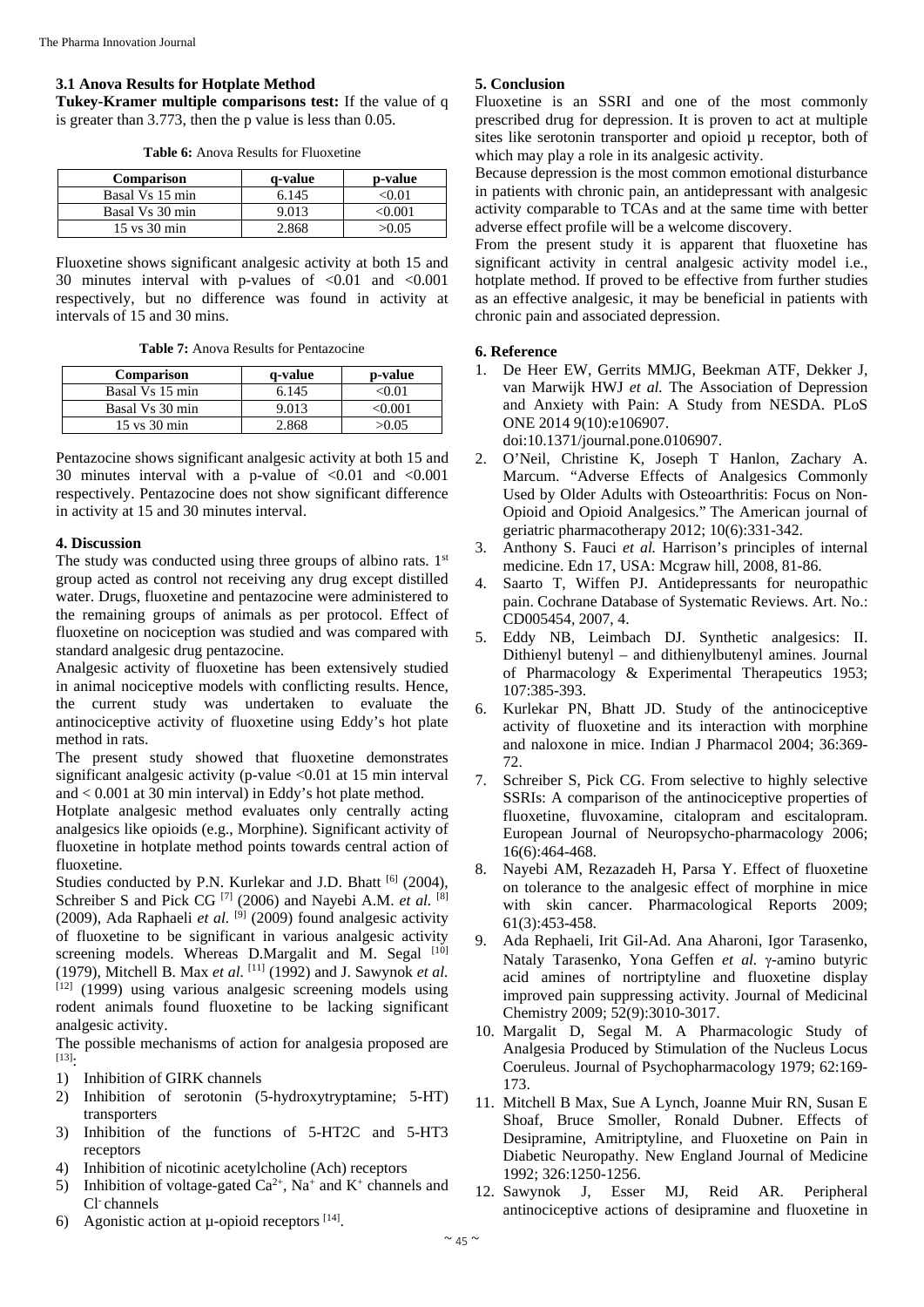### 3.1 Anova Results for Hotplate Method

**Tukey-Kramer multiple comparisons test:** If the value of q is greater than 3.773, then the p value is less than 0.05.

**Table 6:** Anova Results for Fluoxetine

| Comparison | q-value | p-value |
|---|---|---|
| Basal Vs 15 min | 6.145 | <0.01 |
| Basal Vs 30 min | 9.013 | <0.001 |
| 15 vs 30 min | 2.868 | >0.05 |

Fluoxetine shows significant analgesic activity at both 15 and 30 minutes interval with p-values of <0.01 and <0.001 respectively, but no difference was found in activity at intervals of 15 and 30 mins.

**Table 7:** Anova Results for Pentazocine

| Comparison | q-value | p-value |
|---|---|---|
| Basal Vs 15 min | 6.145 | <0.01 |
| Basal Vs 30 min | 9.013 | <0.001 |
| 15 vs 30 min | 2.868 | >0.05 |

Pentazocine shows significant analgesic activity at both 15 and 30 minutes interval with a p-value of <0.01 and <0.001 respectively. Pentazocine does not show significant difference in activity at 15 and 30 minutes interval.

### 4. Discussion

The study was conducted using three groups of albino rats. 1st group acted as control not receiving any drug except distilled water. Drugs, fluoxetine and pentazocine were administered to the remaining groups of animals as per protocol. Effect of fluoxetine on nociception was studied and was compared with standard analgesic drug pentazocine.

Analgesic activity of fluoxetine has been extensively studied in animal nociceptive models with conflicting results. Hence, the current study was undertaken to evaluate the antinociceptive activity of fluoxetine using Eddy's hot plate method in rats.

The present study showed that fluoxetine demonstrates significant analgesic activity (p-value <0.01 at 15 min interval and < 0.001 at 30 min interval) in Eddy's hot plate method.

Hotplate analgesic method evaluates only centrally acting analgesics like opioids (e.g., Morphine). Significant activity of fluoxetine in hotplate method points towards central action of fluoxetine.

Studies conducted by P.N. Kurlekar and J.D. Bhatt [6] (2004), Schreiber S and Pick CG [7] (2006) and Nayebi A.M. *et al.* [8] (2009), Ada Raphaeli *et al.* [9] (2009) found analgesic activity of fluoxetine to be significant in various analgesic activity screening models. Whereas D.Margalit and M. Segal [10] (1979), Mitchell B. Max *et al.* [11] (1992) and J. Sawynok *et al.* [12] (1999) using various analgesic screening models using rodent animals found fluoxetine to be lacking significant analgesic activity.

The possible mechanisms of action for analgesia proposed are [13]:

1) Inhibition of GIRK channels
2) Inhibition of serotonin (5-hydroxytryptamine; 5-HT) transporters
3) Inhibition of the functions of 5-HT2C and 5-HT3 receptors
4) Inhibition of nicotinic acetylcholine (Ach) receptors
5) Inhibition of voltage-gated $Ca^{2+}$, $Na^{+}$ and $K^{+}$ channels and $Cl^{-}$ channels
6) Agonistic action at μ-opioid receptors [14].

### 5. Conclusion

Fluoxetine is an SSRI and one of the most commonly prescribed drug for depression. It is proven to act at multiple sites like serotonin transporter and opioid μ receptor, both of which may play a role in its analgesic activity.

Because depression is the most common emotional disturbance in patients with chronic pain, an antidepressant with analgesic activity comparable to TCAs and at the same time with better adverse effect profile will be a welcome discovery.

From the present study it is apparent that fluoxetine has significant activity in central analgesic activity model i.e., hotplate method. If proved to be effective from further studies as an effective analgesic, it may be beneficial in patients with chronic pain and associated depression.

### 6. Reference

1. De Heer EW, Gerrits MMJG, Beekman ATF, Dekker J, van Marwijk HWJ *et al.* The Association of Depression and Anxiety with Pain: A Study from NESDA. PLoS ONE 2014 9(10):e106907. doi:10.1371/journal.pone.0106907.
2. O'Neil, Christine K, Joseph T Hanlon, Zachary A. Marcum. "Adverse Effects of Analgesics Commonly Used by Older Adults with Osteoarthritis: Focus on Non-Opioid and Opioid Analgesics." The American journal of geriatric pharmacotherapy 2012; 10(6):331-342.
3. Anthony S. Fauci *et al.* Harrison's principles of internal medicine. Edn 17, USA: Mcgraw hill, 2008, 81-86.
4. Saarto T, Wiffen PJ. Antidepressants for neuropathic pain. Cochrane Database of Systematic Reviews. Art. No.: CD005454, 2007, 4.
5. Eddy NB, Leimbach DJ. Synthetic analgesics: II. Dithienyl butenyl – and dithienylbutenyl amines. Journal of Pharmacology & Experimental Therapeutics 1953; 107:385-393.
6. Kurlekar PN, Bhatt JD. Study of the antinociceptive activity of fluoxetine and its interaction with morphine and naloxone in mice. Indian J Pharmacol 2004; 36:369-72.
7. Schreiber S, Pick CG. From selective to highly selective SSRIs: A comparison of the antinociceptive properties of fluoxetine, fluvoxamine, citalopram and escitalopram. European Journal of Neuropsycho-pharmacology 2006; 16(6):464-468.
8. Nayebi AM, Rezazadeh H, Parsa Y. Effect of fluoxetine on tolerance to the analgesic effect of morphine in mice with skin cancer. Pharmacological Reports 2009; 61(3):453-458.
9. Ada Rephaeli, Irit Gil-Ad. Ana Aharoni, Igor Tarasenko, Nataly Tarasenko, Yona Geffen *et al.* γ-amino butyric acid amines of nortriptyline and fluoxetine display improved pain suppressing activity. Journal of Medicinal Chemistry 2009; 52(9):3010-3017.
10. Margalit D, Segal M. A Pharmacologic Study of Analgesia Produced by Stimulation of the Nucleus Locus Coeruleus. Journal of Psychopharmacology 1979; 62:169-173.
11. Mitchell B Max, Sue A Lynch, Joanne Muir RN, Susan E Shoaf, Bruce Smoller, Ronald Dubner. Effects of Desipramine, Amitriptyline, and Fluoxetine on Pain in Diabetic Neuropathy. New England Journal of Medicine 1992; 326:1250-1256.
12. Sawynok J, Esser MJ, Reid AR. Peripheral antinociceptive actions of desipramine and fluoxetine in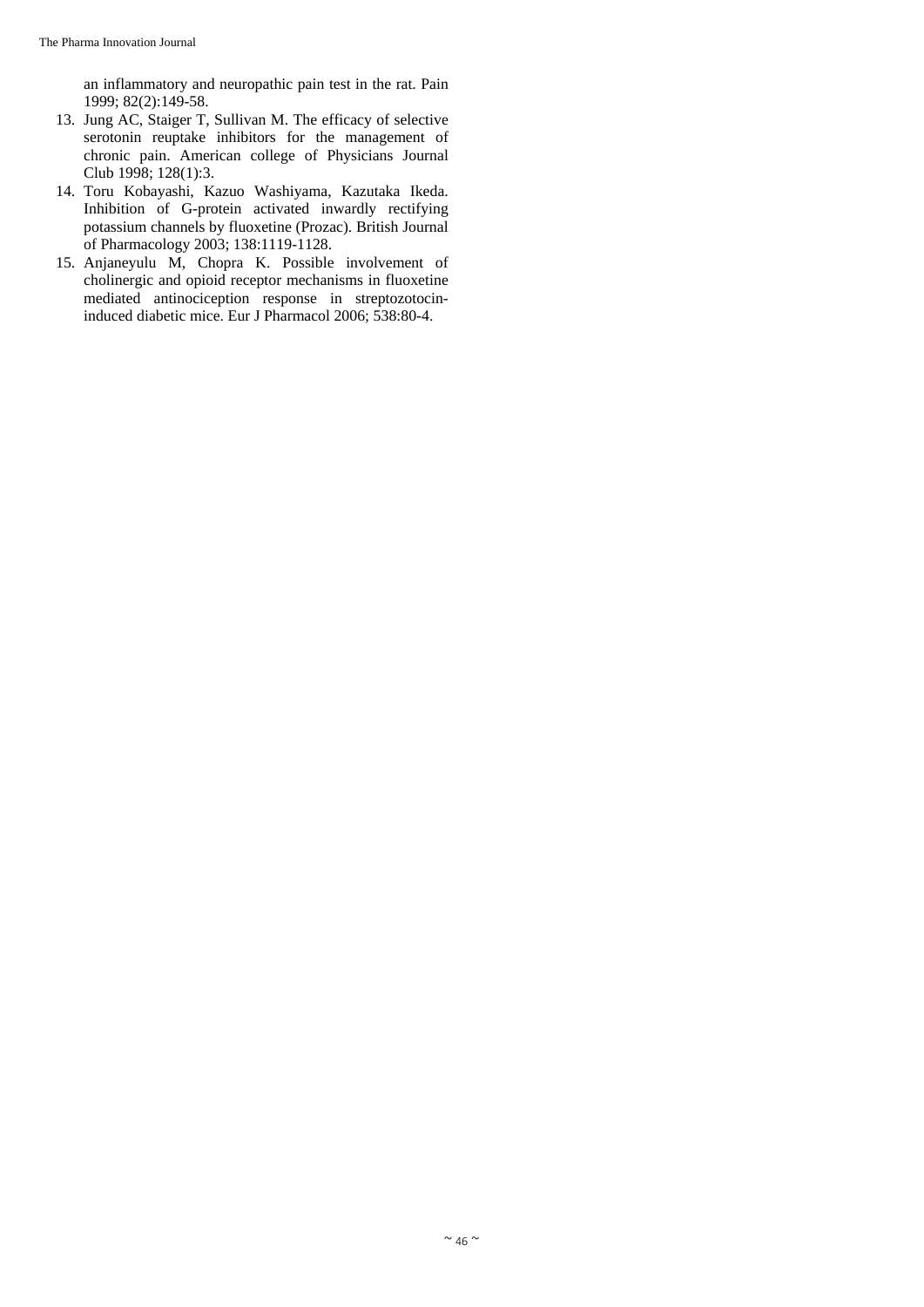an inflammatory and neuropathic pain test in the rat. Pain 1999; 82(2):149-58.

13. Jung AC, Staiger T, Sullivan M. The efficacy of selective serotonin reuptake inhibitors for the management of chronic pain. American college of Physicians Journal Club 1998; 128(1):3.
14. Toru Kobayashi, Kazuo Washiyama, Kazutaka Ikeda. Inhibition of G-protein activated inwardly rectifying potassium channels by fluoxetine (Prozac). British Journal of Pharmacology 2003; 138:1119-1128.
15. Anjaneyulu M, Chopra K. Possible involvement of cholinergic and opioid receptor mechanisms in fluoxetine mediated antinociception response in streptozotocin-induced diabetic mice. Eur J Pharmacol 2006; 538:80-4.